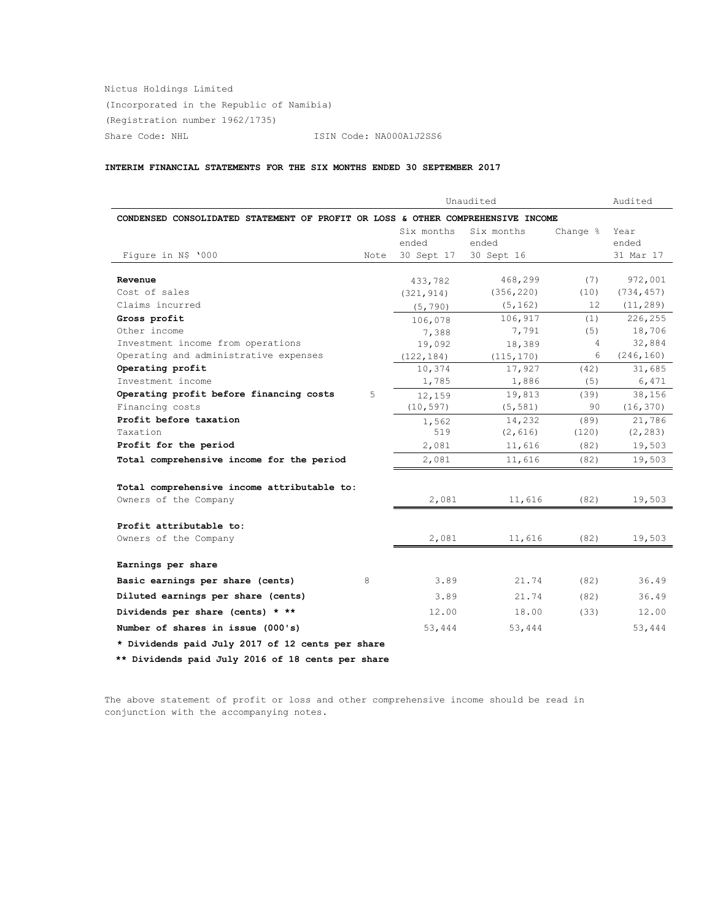Nictus Holdings Limited

(Incorporated in the Republic of Namibia)

(Registration number 1962/1735)

Share Code: NHL ISIN Code: NA000A1J2SS6

**INTERIM FINANCIAL STATEMENTS FOR THE SIX MONTHS ENDED 30 SEPTEMBER 2017**

**CONDENSED CONSOLIDATED STATEMENT OF PROFIT OR LOSS & OTHER COMPREHENSIVE INCOME**

| | | Unaudited | | | Audited |
|---|---|---|---|---|---|
| Figure in N$ '000 | Note | Six months ended 30 Sept 17 | Six months ended 30 Sept 16 | Change % | Year ended 31 Mar 17 |
| **Revenue** | | 433,782 | 468,299 | (7) | 972,001 |
| Cost of sales | | (321,914) | (356,220) | (10) | (734,457) |
| Claims incurred | | (5,790) | (5,162) | 12 | (11,289) |
| **Gross profit** | | 106,078 | 106,917 | (1) | 226,255 |
| Other income | | 7,388 | 7,791 | (5) | 18,706 |
| Investment income from operations | | 19,092 | 18,389 | 4 | 32,884 |
| Operating and administrative expenses | | (122,184) | (115,170) | 6 | (246,160) |
| **Operating profit** | | 10,374 | 17,927 | (42) | 31,685 |
| Investment income | | 1,785 | 1,886 | (5) | 6,471 |
| **Operating profit before financing costs** | 5 | 12,159 | 19,813 | (39) | 38,156 |
| Financing costs | | (10,597) | (5,581) | 90 | (16,370) |
| **Profit before taxation** | | 1,562 | 14,232 | (89) | 21,786 |
| Taxation | | 519 | (2,616) | (120) | (2,283) |
| **Profit for the period** | | 2,081 | 11,616 | (82) | 19,503 |
| **Total comprehensive income for the period** | | 2,081 | 11,616 | (82) | 19,503 |
| **Total comprehensive income attributable to:** | | | | | |
| Owners of the Company | | 2,081 | 11,616 | (82) | 19,503 |
| **Profit attributable to:** | | | | | |
| Owners of the Company | | 2,081 | 11,616 | (82) | 19,503 |
| **Earnings per share** | | | | | |
| **Basic earnings per share (cents)** | 8 | 3.89 | 21.74 | (82) | 36.49 |
| **Diluted earnings per share (cents)** | | 3.89 | 21.74 | (82) | 36.49 |
| **Dividends per share (cents) * ** ** | | 12.00 | 18.00 | (33) | 12.00 |
| **Number of shares in issue (000's)** | | 53,444 | 53,444 | | 53,444 |

**\* Dividends paid July 2017 of 12 cents per share**

**\*\* Dividends paid July 2016 of 18 cents per share**

The above statement of profit or loss and other comprehensive income should be read in conjunction with the accompanying notes.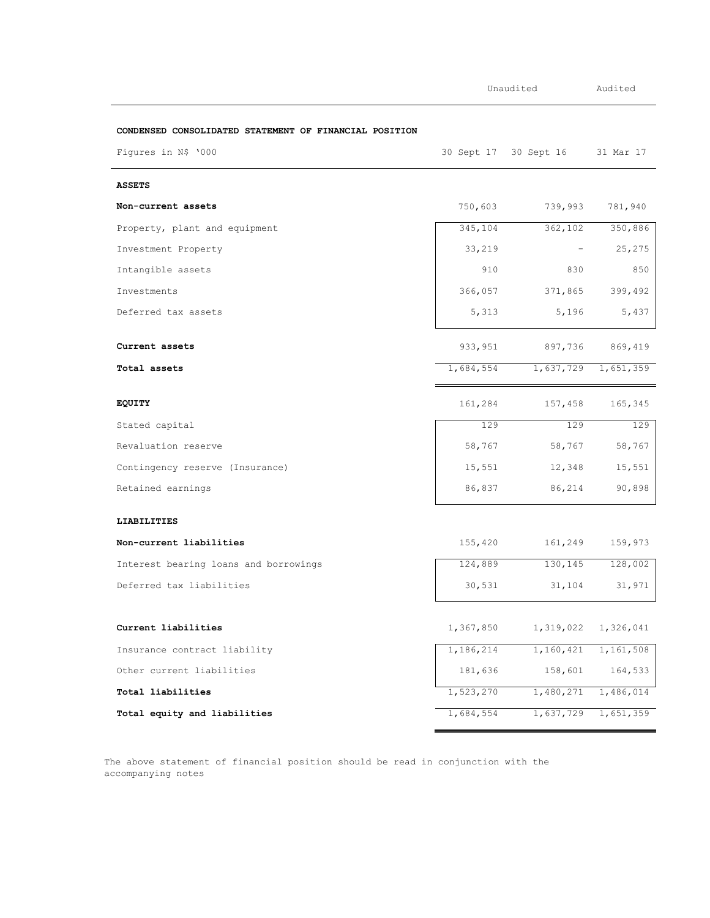| | Unaudited | | Audited |
|---|---|---|---|
| **CONDENSED CONSOLIDATED STATEMENT OF FINANCIAL POSITION** | | | |
| Figures in N$ '000 | 30 Sept 17 | 30 Sept 16 | 31 Mar 17 |
| **ASSETS** | | | |
| **Non-current assets** | 750,603 | 739,993 | 781,940 |
| Property, plant and equipment | 345,104 | 362,102 | 350,886 |
| Investment Property | 33,219 | - | 25,275 |
| Intangible assets | 910 | 830 | 850 |
| Investments | 366,057 | 371,865 | 399,492 |
| Deferred tax assets | 5,313 | 5,196 | 5,437 |
| **Current assets** | 933,951 | 897,736 | 869,419 |
| **Total assets** | 1,684,554 | 1,637,729 | 1,651,359 |
| **EQUITY** | 161,284 | 157,458 | 165,345 |
| Stated capital | 129 | 129 | 129 |
| Revaluation reserve | 58,767 | 58,767 | 58,767 |
| Contingency reserve (Insurance) | 15,551 | 12,348 | 15,551 |
| Retained earnings | 86,837 | 86,214 | 90,898 |
| **LIABILITIES** | | | |
| **Non-current liabilities** | 155,420 | 161,249 | 159,973 |
| Interest bearing loans and borrowings | 124,889 | 130,145 | 128,002 |
| Deferred tax liabilities | 30,531 | 31,104 | 31,971 |
| **Current liabilities** | 1,367,850 | 1,319,022 | 1,326,041 |
| Insurance contract liability | 1,186,214 | 1,160,421 | 1,161,508 |
| Other current liabilities | 181,636 | 158,601 | 164,533 |
| **Total liabilities** | 1,523,270 | 1,480,271 | 1,486,014 |
| **Total equity and liabilities** | 1,684,554 | 1,637,729 | 1,651,359 |

The above statement of financial position should be read in conjunction with the accompanying notes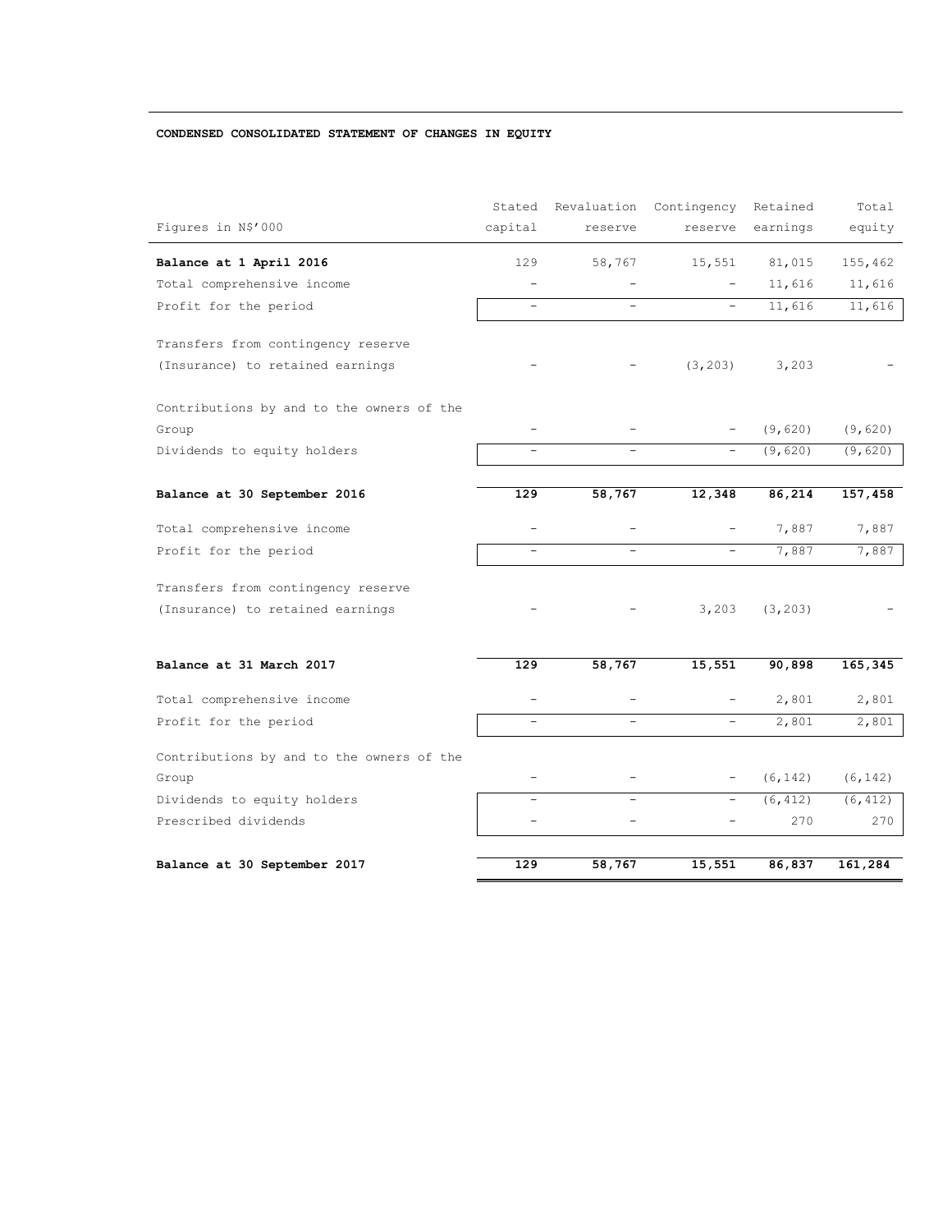**CONDENSED CONSOLIDATED STATEMENT OF CHANGES IN EQUITY**

| Figures in N$'000 | Stated capital | Revaluation reserve | Contingency reserve | Retained earnings | Total equity |
|---|---|---|---|---|---|
| **Balance at 1 April 2016** | 129 | 58,767 | 15,551 | 81,015 | 155,462 |
| Total comprehensive income | - | - | - | 11,616 | 11,616 |
| Profit for the period | - | - | - | 11,616 | 11,616 |
| Transfers from contingency reserve (Insurance) to retained earnings | - | - | (3,203) | 3,203 | - |
| Contributions by and to the owners of the Group | - | - | - | (9,620) | (9,620) |
| Dividends to equity holders | - | - | - | (9,620) | (9,620) |
| **Balance at 30 September 2016** | **129** | **58,767** | **12,348** | **86,214** | **157,458** |
| Total comprehensive income | - | - | - | 7,887 | 7,887 |
| Profit for the period | - | - | - | 7,887 | 7,887 |
| Transfers from contingency reserve (Insurance) to retained earnings | - | - | 3,203 | (3,203) | - |
| **Balance at 31 March 2017** | **129** | **58,767** | **15,551** | **90,898** | **165,345** |
| Total comprehensive income | - | - | - | 2,801 | 2,801 |
| Profit for the period | - | - | - | 2,801 | 2,801 |
| Contributions by and to the owners of the Group | - | - | - | (6,142) | (6,142) |
| Dividends to equity holders | - | - | - | (6,412) | (6,412) |
| Prescribed dividends | - | - | - | 270 | 270 |
| **Balance at 30 September 2017** | **129** | **58,767** | **15,551** | **86,837** | **161,284** |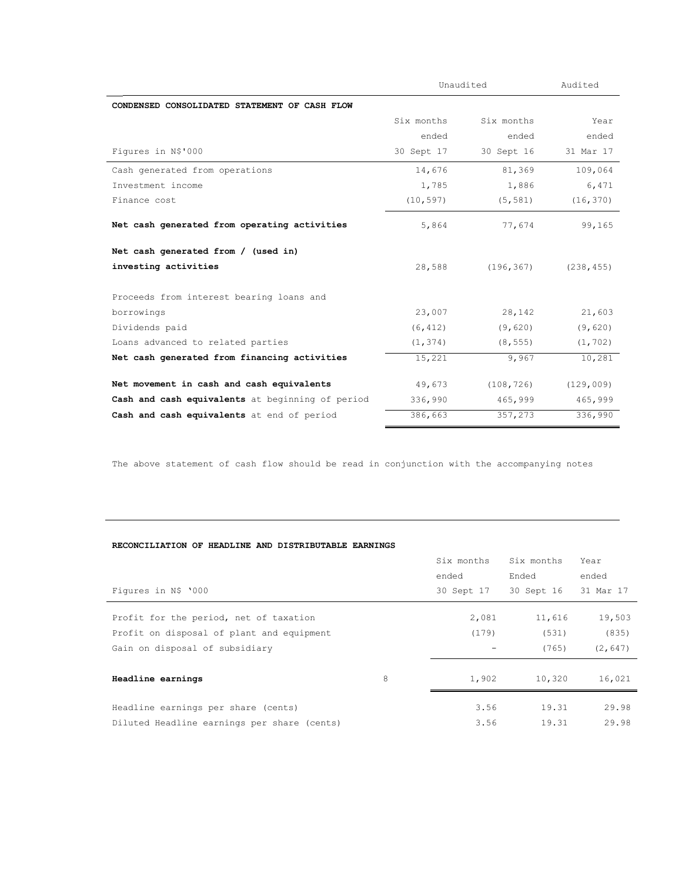| | Unaudited | | Audited |
|---|---|---|---|
| **CONDENSED CONSOLIDATED STATEMENT OF CASH FLOW** | | | |
| Figures in N$'000 | Six months ended 30 Sept 17 | Six months ended 30 Sept 16 | Year ended 31 Mar 17 |
| Cash generated from operations | 14,676 | 81,369 | 109,064 |
| Investment income | 1,785 | 1,886 | 6,471 |
| Finance cost | (10,597) | (5,581) | (16,370) |
| **Net cash generated from operating activities** | 5,864 | 77,674 | 99,165 |
| **Net cash generated from / (used in) investing activities** | 28,588 | (196,367) | (238,455) |
| Proceeds from interest bearing loans and borrowings | 23,007 | 28,142 | 21,603 |
| Dividends paid | (6,412) | (9,620) | (9,620) |
| Loans advanced to related parties | (1,374) | (8,555) | (1,702) |
| **Net cash generated from financing activities** | 15,221 | 9,967 | 10,281 |
| **Net movement in cash and cash equivalents** | 49,673 | (108,726) | (129,009) |
| **Cash and cash equivalents** at beginning of period | 336,990 | 465,999 | 465,999 |
| **Cash and cash equivalents** at end of period | 386,663 | 357,273 | 336,990 |

The above statement of cash flow should be read in conjunction with the accompanying notes

**RECONCILIATION OF HEADLINE AND DISTRIBUTABLE EARNINGS**

| Figures in N$ '000 | | Six months ended 30 Sept 17 | Six months Ended 30 Sept 16 | Year ended 31 Mar 17 |
|---|---|---|---|---|
| Profit for the period, net of taxation | | 2,081 | 11,616 | 19,503 |
| Profit on disposal of plant and equipment | | (179) | (531) | (835) |
| Gain on disposal of subsidiary | | - | (765) | (2,647) |
| **Headline earnings** | 8 | 1,902 | 10,320 | 16,021 |
| Headline earnings per share (cents) | | 3.56 | 19.31 | 29.98 |
| Diluted Headline earnings per share (cents) | | 3.56 | 19.31 | 29.98 |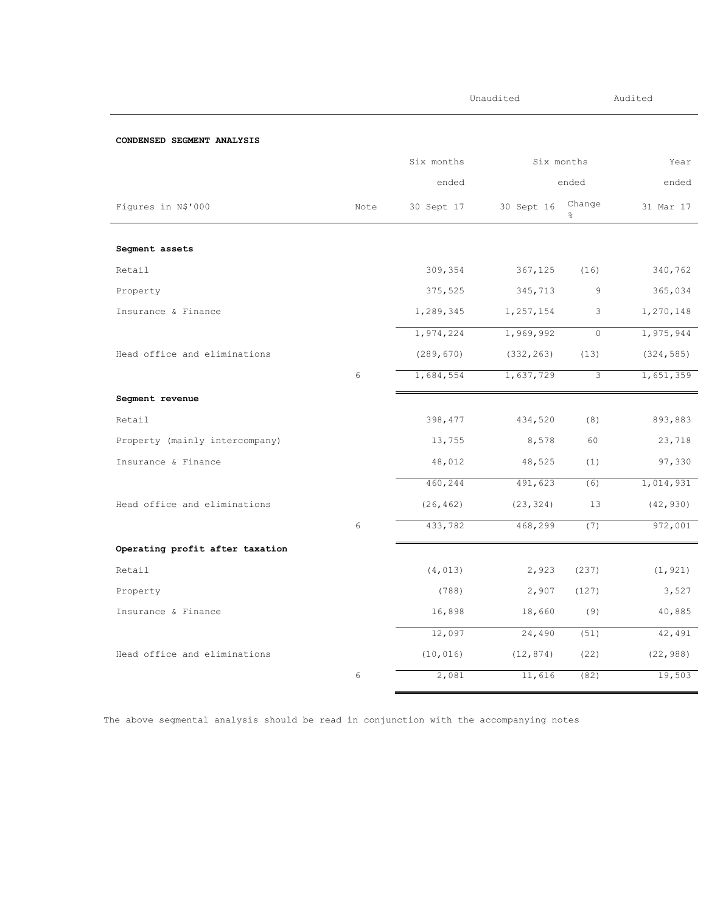| | | Unaudited | | | Audited |
|---|---|---|---|---|---|
| **CONDENSED SEGMENT ANALYSIS** | | | | | |
| | | Six months ended | Six months ended | | Year ended |
| Figures in N$'000 | Note | 30 Sept 17 | 30 Sept 16 | Change % | 31 Mar 17 |
| **Segment assets** | | | | | |
| Retail | | 309,354 | 367,125 | (16) | 340,762 |
| Property | | 375,525 | 345,713 | 9 | 365,034 |
| Insurance & Finance | | 1,289,345 | 1,257,154 | 3 | 1,270,148 |
| | | 1,974,224 | 1,969,992 | 0 | 1,975,944 |
| Head office and eliminations | | (289,670) | (332,263) | (13) | (324,585) |
| | 6 | 1,684,554 | 1,637,729 | 3 | 1,651,359 |
| **Segment revenue** | | | | | |
| Retail | | 398,477 | 434,520 | (8) | 893,883 |
| Property (mainly intercompany) | | 13,755 | 8,578 | 60 | 23,718 |
| Insurance & Finance | | 48,012 | 48,525 | (1) | 97,330 |
| | | 460,244 | 491,623 | (6) | 1,014,931 |
| Head office and eliminations | | (26,462) | (23,324) | 13 | (42,930) |
| | 6 | 433,782 | 468,299 | (7) | 972,001 |
| **Operating profit after taxation** | | | | | |
| Retail | | (4,013) | 2,923 | (237) | (1,921) |
| Property | | (788) | 2,907 | (127) | 3,527 |
| Insurance & Finance | | 16,898 | 18,660 | (9) | 40,885 |
| | | 12,097 | 24,490 | (51) | 42,491 |
| Head office and eliminations | | (10,016) | (12,874) | (22) | (22,988) |
| | 6 | 2,081 | 11,616 | (82) | 19,503 |

The above segmental analysis should be read in conjunction with the accompanying notes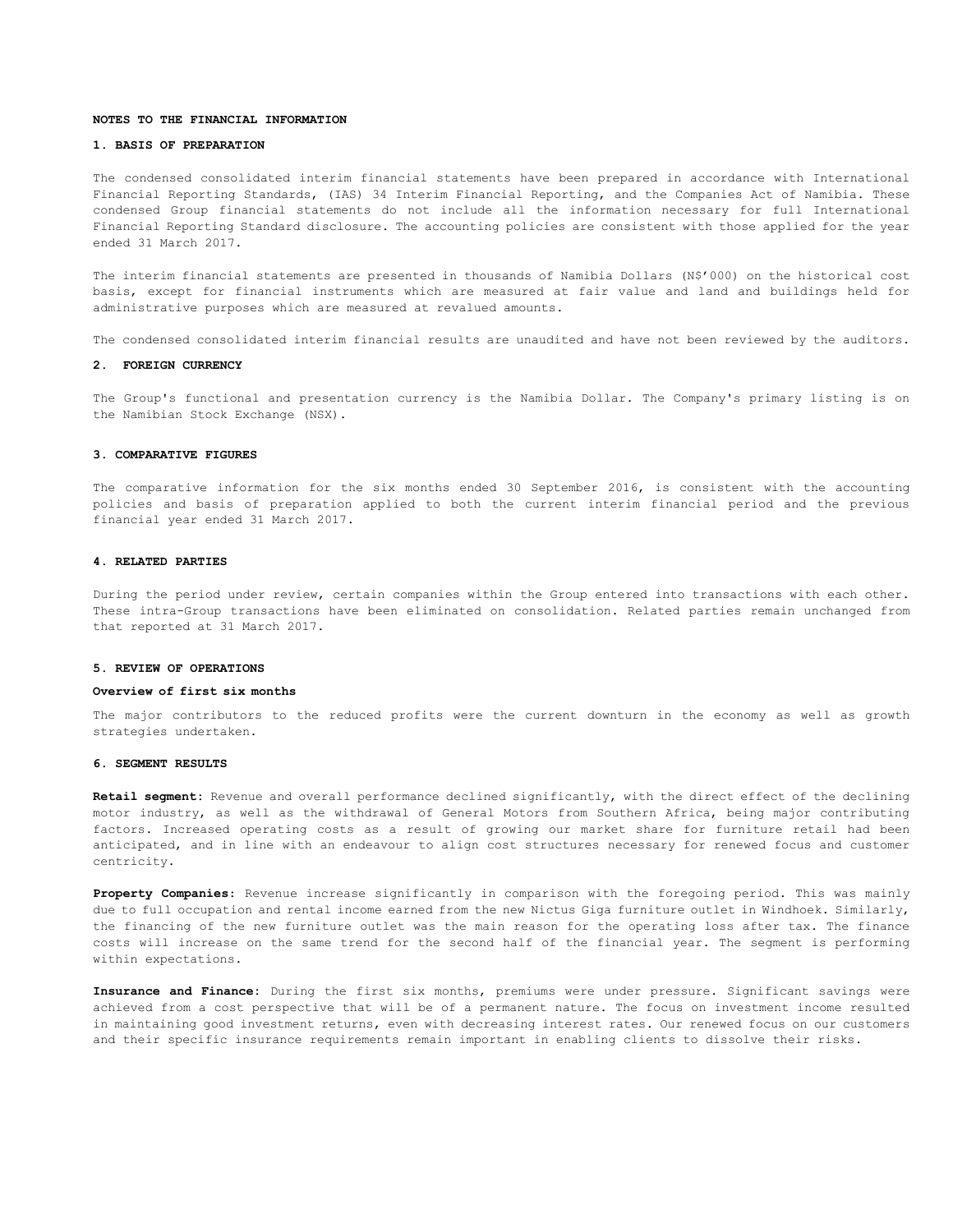## NOTES TO THE FINANCIAL INFORMATION

### 1. BASIS OF PREPARATION

The condensed consolidated interim financial statements have been prepared in accordance with International Financial Reporting Standards, (IAS) 34 Interim Financial Reporting, and the Companies Act of Namibia. These condensed Group financial statements do not include all the information necessary for full International Financial Reporting Standard disclosure. The accounting policies are consistent with those applied for the year ended 31 March 2017.

The interim financial statements are presented in thousands of Namibia Dollars (N$'000) on the historical cost basis, except for financial instruments which are measured at fair value and land and buildings held for administrative purposes which are measured at revalued amounts.

The condensed consolidated interim financial results are unaudited and have not been reviewed by the auditors.

### 2. FOREIGN CURRENCY

The Group's functional and presentation currency is the Namibia Dollar. The Company's primary listing is on the Namibian Stock Exchange (NSX).

### 3. COMPARATIVE FIGURES

The comparative information for the six months ended 30 September 2016, is consistent with the accounting policies and basis of preparation applied to both the current interim financial period and the previous financial year ended 31 March 2017.

### 4. RELATED PARTIES

During the period under review, certain companies within the Group entered into transactions with each other. These intra-Group transactions have been eliminated on consolidation. Related parties remain unchanged from that reported at 31 March 2017.

### 5. REVIEW OF OPERATIONS

**Overview of first six months**

The major contributors to the reduced profits were the current downturn in the economy as well as growth strategies undertaken.

### 6. SEGMENT RESULTS

**Retail segment**: Revenue and overall performance declined significantly, with the direct effect of the declining motor industry, as well as the withdrawal of General Motors from Southern Africa, being major contributing factors. Increased operating costs as a result of growing our market share for furniture retail had been anticipated, and in line with an endeavour to align cost structures necessary for renewed focus and customer centricity.

**Property Companies**: Revenue increase significantly in comparison with the foregoing period. This was mainly due to full occupation and rental income earned from the new Nictus Giga furniture outlet in Windhoek. Similarly, the financing of the new furniture outlet was the main reason for the operating loss after tax. The finance costs will increase on the same trend for the second half of the financial year. The segment is performing within expectations.

**Insurance and Finance**: During the first six months, premiums were under pressure. Significant savings were achieved from a cost perspective that will be of a permanent nature. The focus on investment income resulted in maintaining good investment returns, even with decreasing interest rates. Our renewed focus on our customers and their specific insurance requirements remain important in enabling clients to dissolve their risks.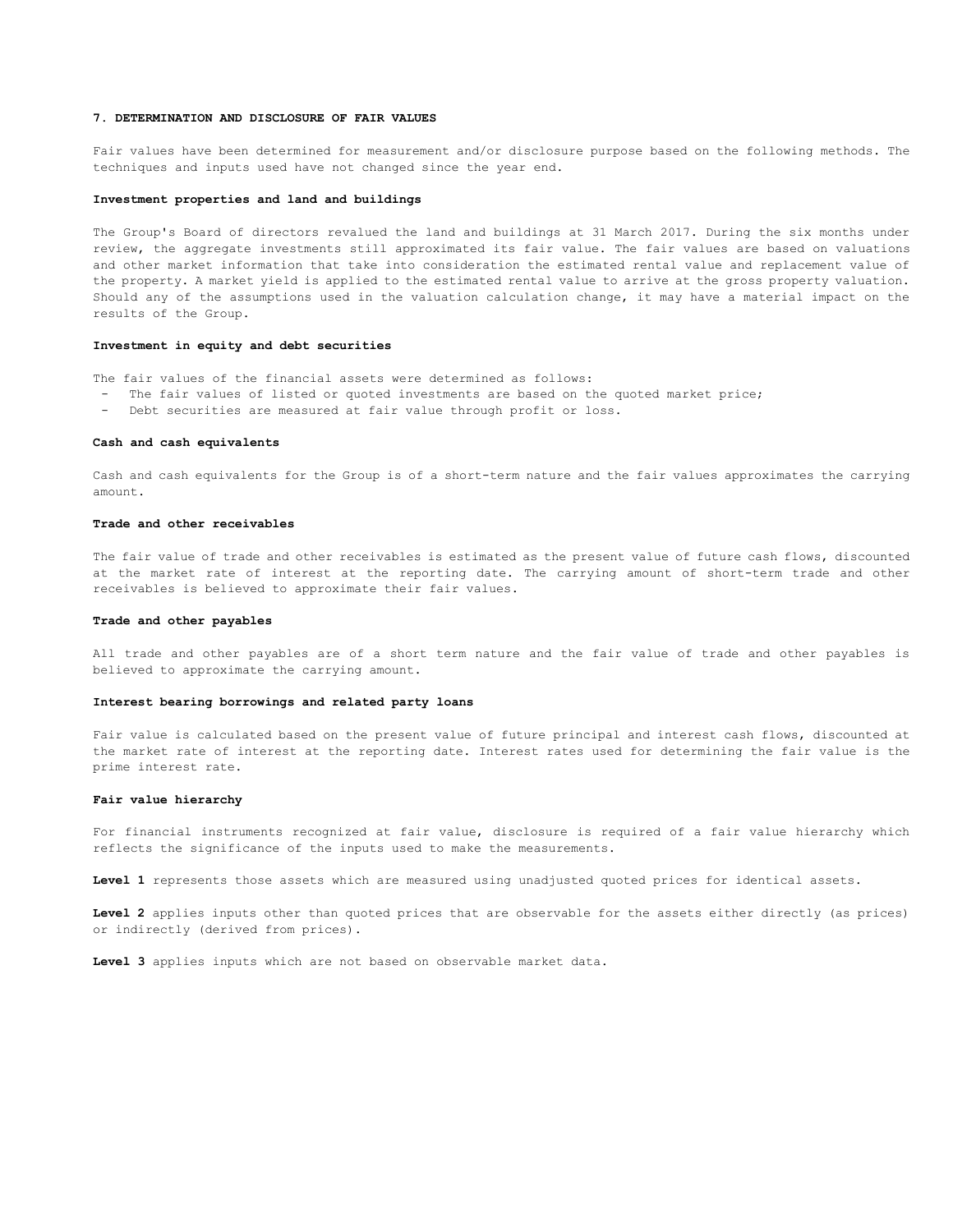## 7. DETERMINATION AND DISCLOSURE OF FAIR VALUES

Fair values have been determined for measurement and/or disclosure purpose based on the following methods. The techniques and inputs used have not changed since the year end.

### Investment properties and land and buildings

The Group's Board of directors revalued the land and buildings at 31 March 2017. During the six months under review, the aggregate investments still approximated its fair value. The fair values are based on valuations and other market information that take into consideration the estimated rental value and replacement value of the property. A market yield is applied to the estimated rental value to arrive at the gross property valuation. Should any of the assumptions used in the valuation calculation change, it may have a material impact on the results of the Group.

### Investment in equity and debt securities

The fair values of the financial assets were determined as follows:

- The fair values of listed or quoted investments are based on the quoted market price;
- Debt securities are measured at fair value through profit or loss.

### Cash and cash equivalents

Cash and cash equivalents for the Group is of a short-term nature and the fair values approximates the carrying amount.

### Trade and other receivables

The fair value of trade and other receivables is estimated as the present value of future cash flows, discounted at the market rate of interest at the reporting date. The carrying amount of short-term trade and other receivables is believed to approximate their fair values.

### Trade and other payables

All trade and other payables are of a short term nature and the fair value of trade and other payables is believed to approximate the carrying amount.

### Interest bearing borrowings and related party loans

Fair value is calculated based on the present value of future principal and interest cash flows, discounted at the market rate of interest at the reporting date. Interest rates used for determining the fair value is the prime interest rate.

### Fair value hierarchy

For financial instruments recognized at fair value, disclosure is required of a fair value hierarchy which reflects the significance of the inputs used to make the measurements.

**Level 1** represents those assets which are measured using unadjusted quoted prices for identical assets.

**Level 2** applies inputs other than quoted prices that are observable for the assets either directly (as prices) or indirectly (derived from prices).

**Level 3** applies inputs which are not based on observable market data.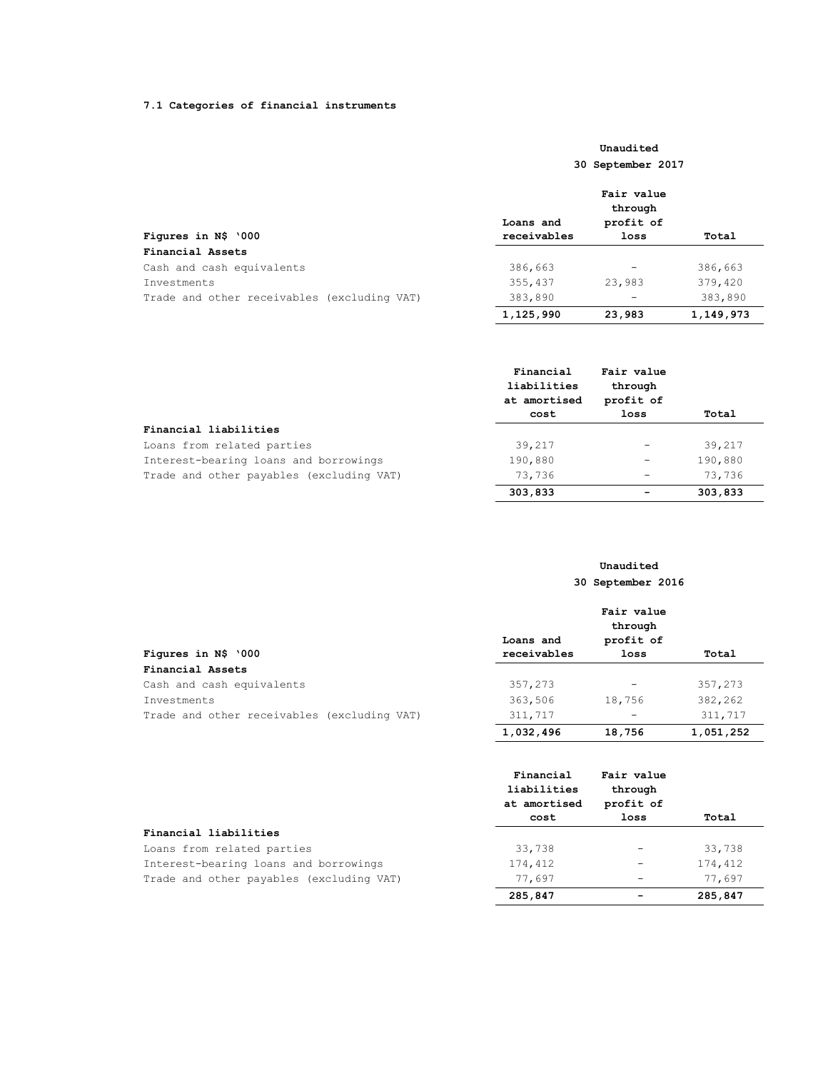### 7.1 Categories of financial instruments

| | Unaudited 30 September 2017 | | |
|---|---|---|---|
| **Figures in N$ '000** | **Loans and receivables** | **Fair value through profit of loss** | **Total** |
| **Financial Assets** | | | |
| Cash and cash equivalents | 386,663 | - | 386,663 |
| Investments | 355,437 | 23,983 | 379,420 |
| Trade and other receivables (excluding VAT) | 383,890 | - | 383,890 |
| | **1,125,990** | **23,983** | **1,149,973** |

| | **Financial liabilities at amortised cost** | **Fair value through profit of loss** | **Total** |
|---|---|---|---|
| **Financial liabilities** | | | |
| Loans from related parties | 39,217 | - | 39,217 |
| Interest-bearing loans and borrowings | 190,880 | - | 190,880 |
| Trade and other payables (excluding VAT) | 73,736 | - | 73,736 |
| | **303,833** | **-** | **303,833** |

| | Unaudited 30 September 2016 | | |
|---|---|---|---|
| **Figures in N$ '000** | **Loans and receivables** | **Fair value through profit of loss** | **Total** |
| **Financial Assets** | | | |
| Cash and cash equivalents | 357,273 | - | 357,273 |
| Investments | 363,506 | 18,756 | 382,262 |
| Trade and other receivables (excluding VAT) | 311,717 | - | 311,717 |
| | **1,032,496** | **18,756** | **1,051,252** |

| | **Financial liabilities at amortised cost** | **Fair value through profit of loss** | **Total** |
|---|---|---|---|
| **Financial liabilities** | | | |
| Loans from related parties | 33,738 | - | 33,738 |
| Interest-bearing loans and borrowings | 174,412 | - | 174,412 |
| Trade and other payables (excluding VAT) | 77,697 | - | 77,697 |
| | **285,847** | **-** | **285,847** |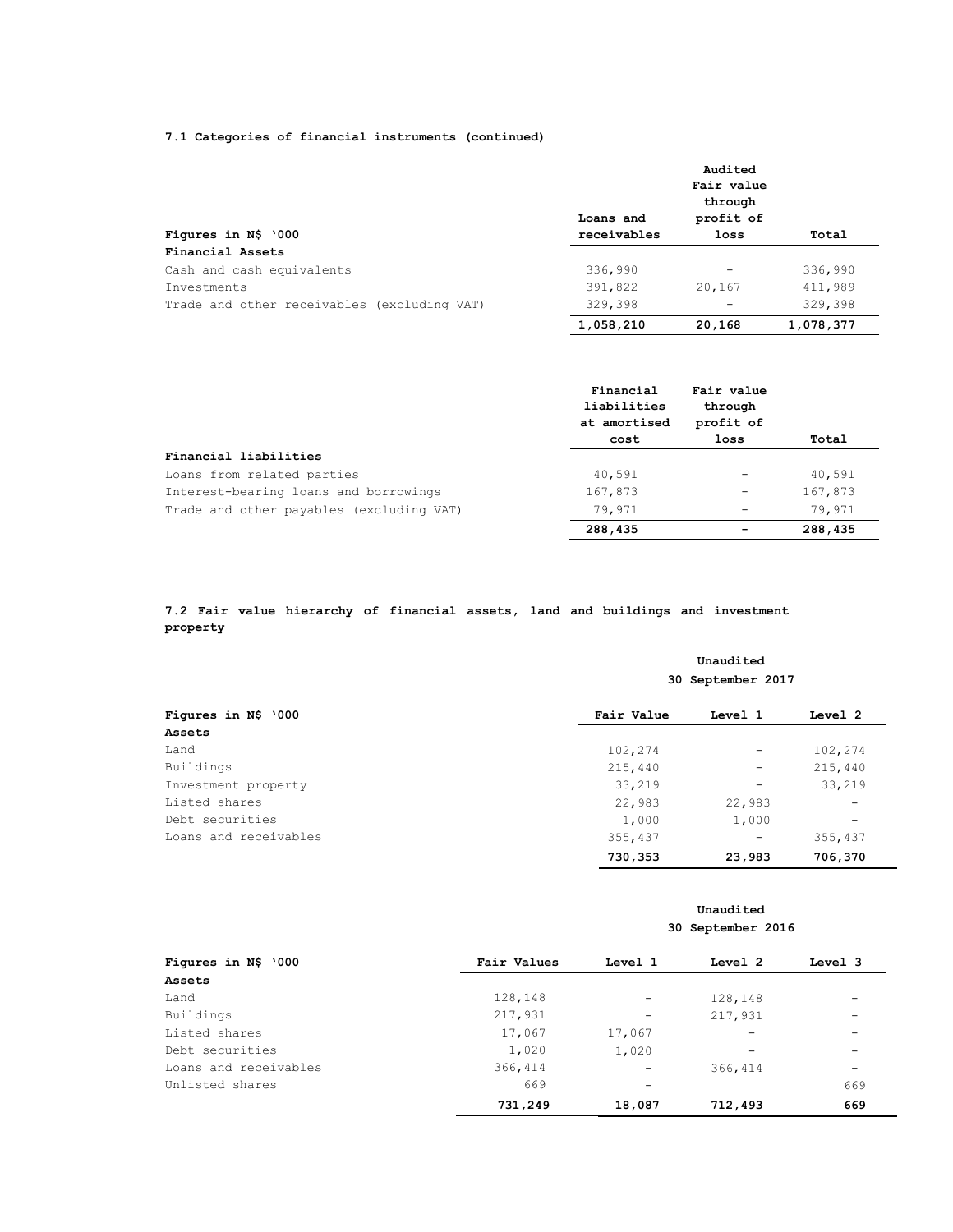### 7.1 Categories of financial instruments (continued)

| Figures in N$ '000 | Loans and receivables | Audited Fair value through profit of loss | Total |
|---|---|---|---|
| **Financial Assets** | | | |
| Cash and cash equivalents | 336,990 | - | 336,990 |
| Investments | 391,822 | 20,167 | 411,989 |
| Trade and other receivables (excluding VAT) | 329,398 | - | 329,398 |
| | **1,058,210** | **20,168** | **1,078,377** |

| | Financial liabilities at amortised cost | Fair value through profit of loss | Total |
|---|---|---|---|
| **Financial liabilities** | | | |
| Loans from related parties | 40,591 | - | 40,591 |
| Interest-bearing loans and borrowings | 167,873 | - | 167,873 |
| Trade and other payables (excluding VAT) | 79,971 | - | 79,971 |
| | **288,435** | **-** | **288,435** |

### 7.2 Fair value hierarchy of financial assets, land and buildings and investment property

| | Unaudited 30 September 2017 | | |
|---|---|---|---|
| **Figures in N$ '000** | **Fair Value** | **Level 1** | **Level 2** |
| **Assets** | | | |
| Land | 102,274 | - | 102,274 |
| Buildings | 215,440 | - | 215,440 |
| Investment property | 33,219 | - | 33,219 |
| Listed shares | 22,983 | 22,983 | - |
| Debt securities | 1,000 | 1,000 | - |
| Loans and receivables | 355,437 | - | 355,437 |
| | **730,353** | **23,983** | **706,370** |

| | Unaudited 30 September 2016 | | | |
|---|---|---|---|---|
| **Figures in N$ '000** | **Fair Values** | **Level 1** | **Level 2** | **Level 3** |
| **Assets** | | | | |
| Land | 128,148 | - | 128,148 | - |
| Buildings | 217,931 | - | 217,931 | - |
| Listed shares | 17,067 | 17,067 | - | - |
| Debt securities | 1,020 | 1,020 | - | - |
| Loans and receivables | 366,414 | - | 366,414 | - |
| Unlisted shares | 669 | - | | 669 |
| | **731,249** | **18,087** | **712,493** | **669** |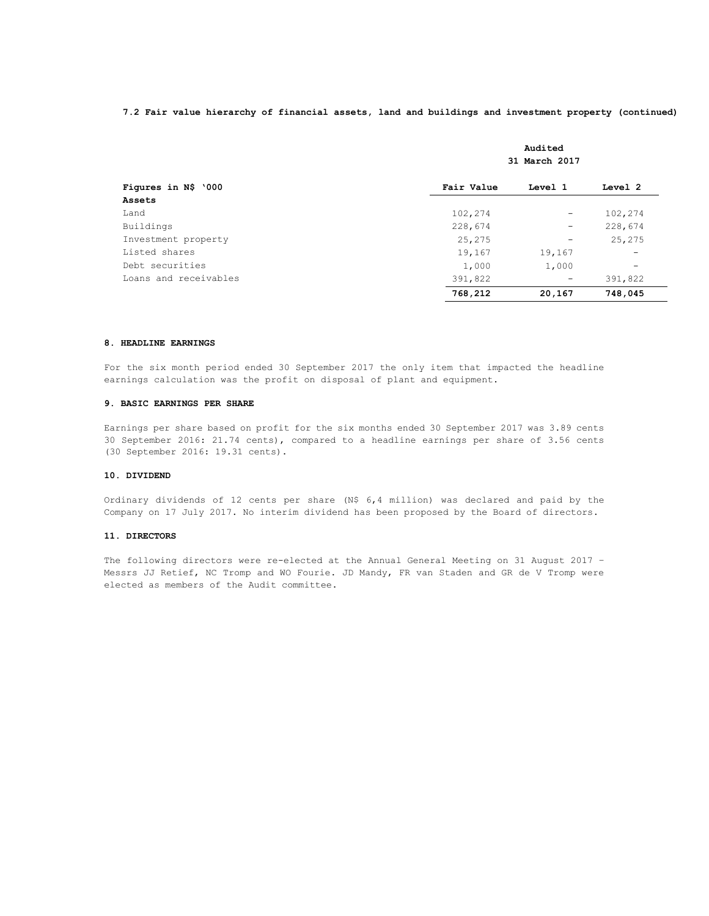**7.2 Fair value hierarchy of financial assets, land and buildings and investment property (continued)**

| | Audited 31 March 2017 | | |
|---|---|---|---|
| **Figures in N$ '000** | **Fair Value** | **Level 1** | **Level 2** |
| **Assets** | | | |
| Land | 102,274 | - | 102,274 |
| Buildings | 228,674 | - | 228,674 |
| Investment property | 25,275 | - | 25,275 |
| Listed shares | 19,167 | 19,167 | - |
| Debt securities | 1,000 | 1,000 | - |
| Loans and receivables | 391,822 | - | 391,822 |
| | **768,212** | **20,167** | **748,045** |

**8. HEADLINE EARNINGS**

For the six month period ended 30 September 2017 the only item that impacted the headline earnings calculation was the profit on disposal of plant and equipment.

**9. BASIC EARNINGS PER SHARE**

Earnings per share based on profit for the six months ended 30 September 2017 was 3.89 cents 30 September 2016: 21.74 cents), compared to a headline earnings per share of 3.56 cents (30 September 2016: 19.31 cents).

**10. DIVIDEND**

Ordinary dividends of 12 cents per share (N$ 6,4 million) was declared and paid by the Company on 17 July 2017. No interim dividend has been proposed by the Board of directors.

**11. DIRECTORS**

The following directors were re-elected at the Annual General Meeting on 31 August 2017 – Messrs JJ Retief, NC Tromp and WO Fourie. JD Mandy, FR van Staden and GR de V Tromp were elected as members of the Audit committee.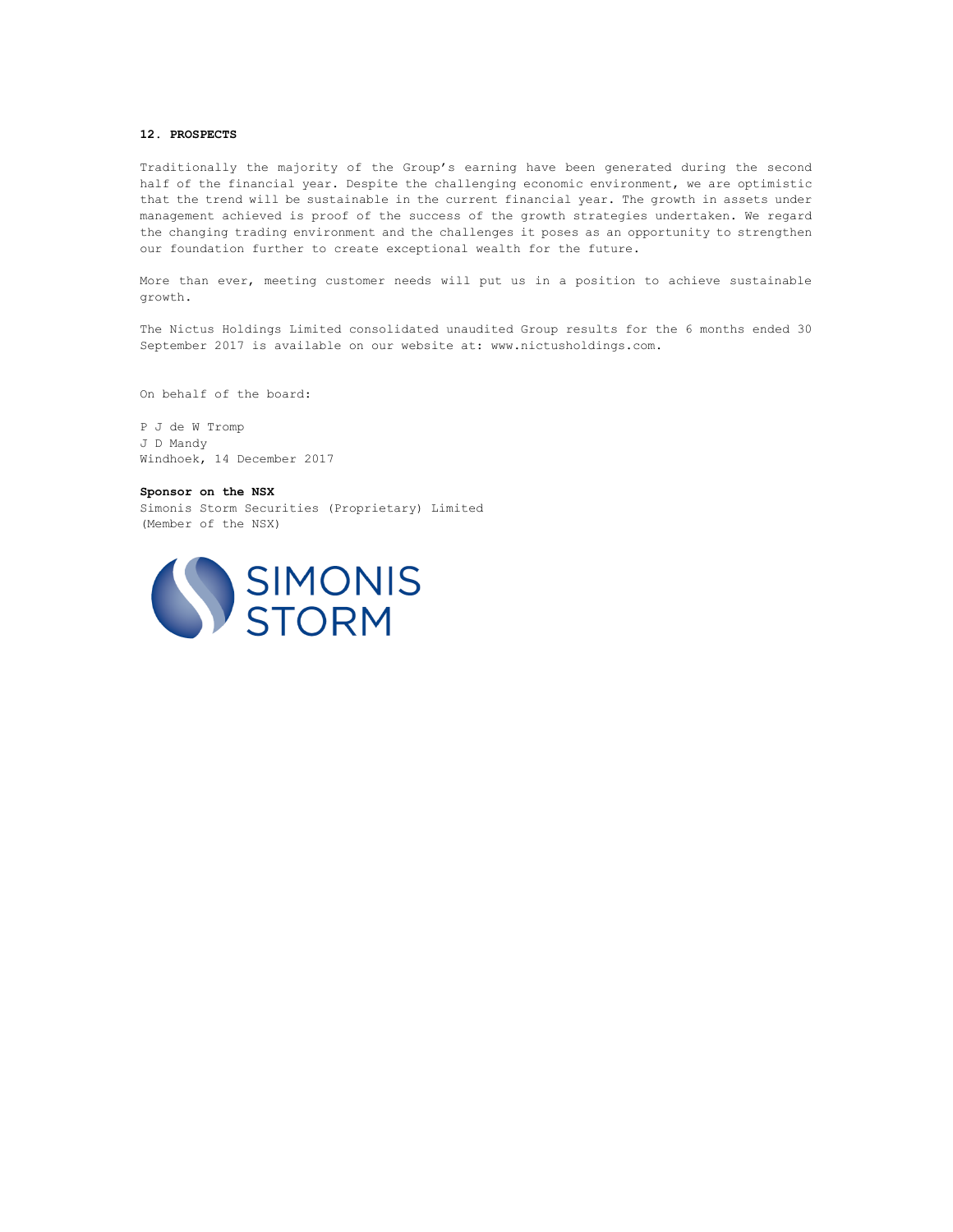## 12. PROSPECTS

Traditionally the majority of the Group's earning have been generated during the second half of the financial year. Despite the challenging economic environment, we are optimistic that the trend will be sustainable in the current financial year. The growth in assets under management achieved is proof of the success of the growth strategies undertaken. We regard the changing trading environment and the challenges it poses as an opportunity to strengthen our foundation further to create exceptional wealth for the future.

More than ever, meeting customer needs will put us in a position to achieve sustainable growth.

The Nictus Holdings Limited consolidated unaudited Group results for the 6 months ended 30 September 2017 is available on our website at: www.nictusholdings.com.

On behalf of the board:

P J de W Tromp
J D Mandy
Windhoek, 14 December 2017

**Sponsor on the NSX**
Simonis Storm Securities (Proprietary) Limited
(Member of the NSX)

SIMONIS STORM